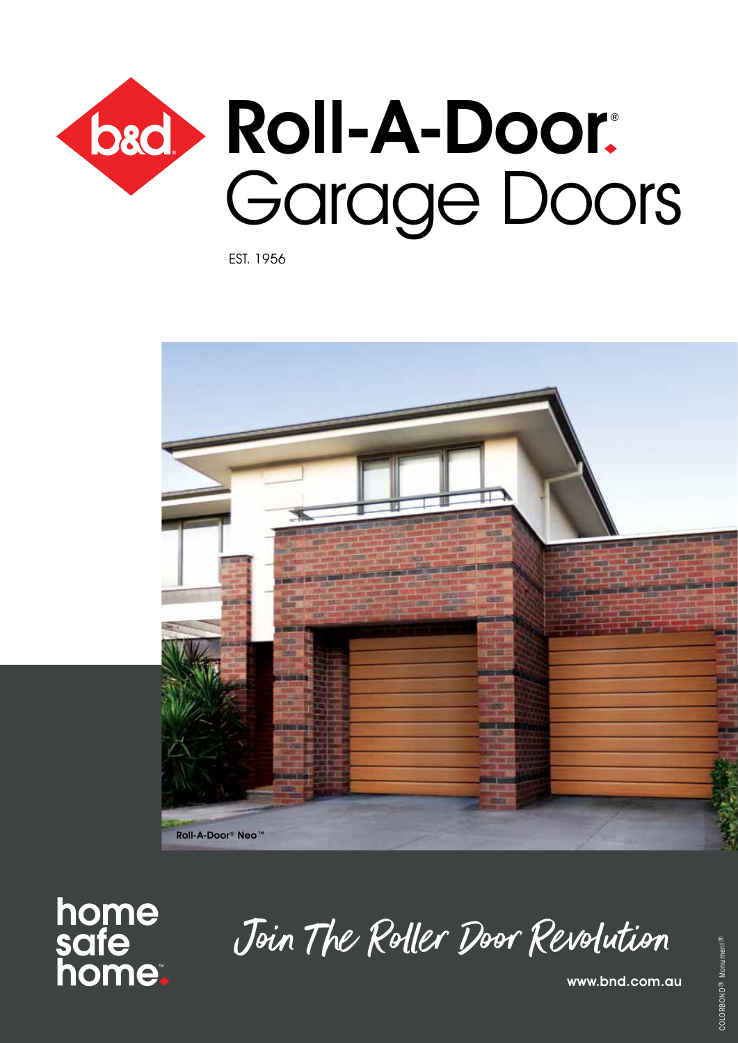b&d

# Roll-A-Door®
# Garage Doors

EST. 1956

Roll-A-Door® Neo™

home safe home™

*Join The Roller Door Revolution*

www.bnd.com.au

COLORBOND® Monument®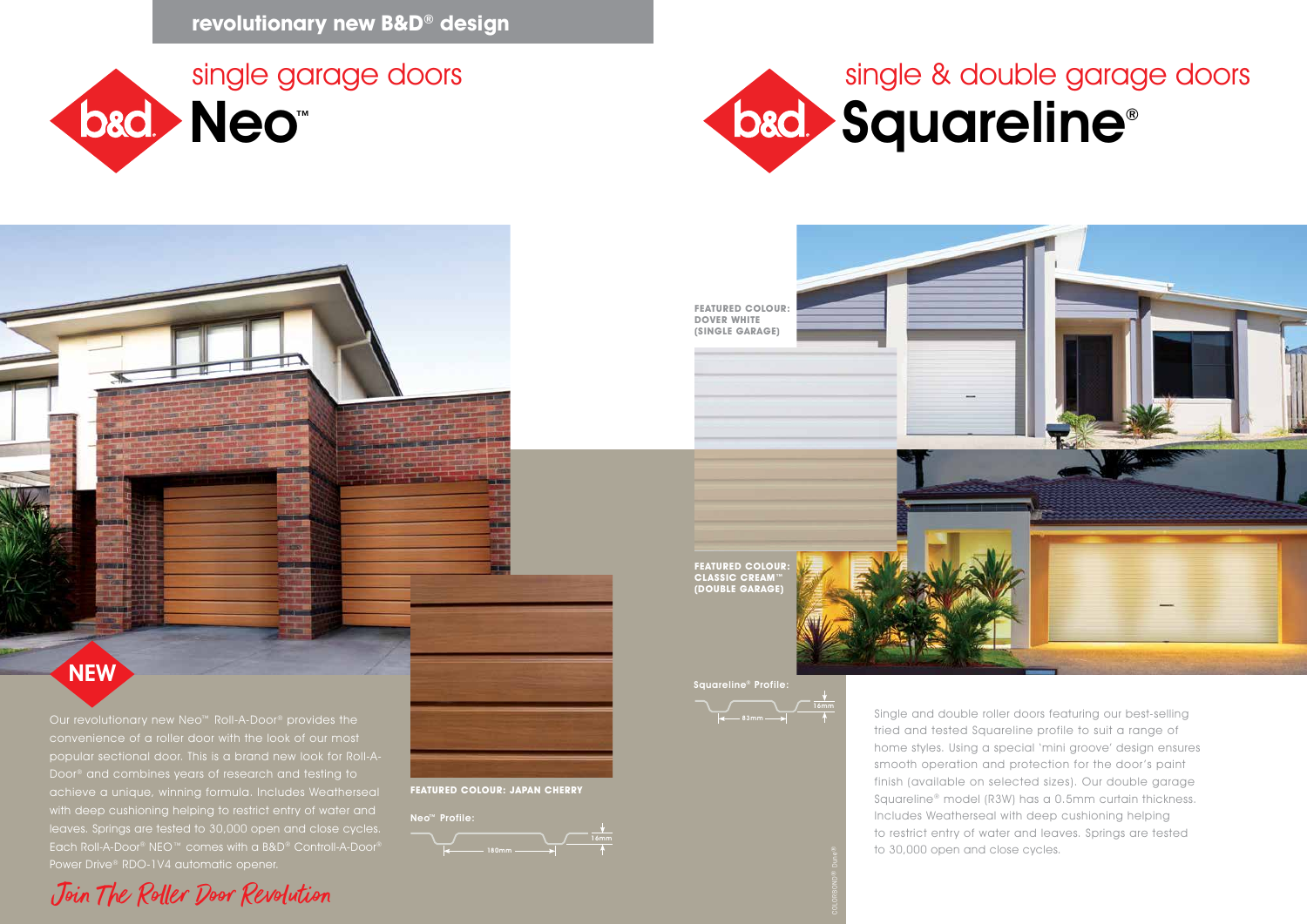**revolutionary new B&D® design**

# b&d Neo™

## single garage doors

NEW

Our revolutionary new Neo™ Roll-A-Door® provides the convenience of a roller door with the look of our most popular sectional door. This is a brand new look for Roll-A-Door® and combines years of research and testing to achieve a unique, winning formula. Includes Weatherseal with deep cushioning helping to restrict entry of water and leaves. Springs are tested to 30,000 open and close cycles. Each Roll-A-Door® NEO™ comes with a B&D® Controll-A-Door® Power Drive® RDO-1V4 automatic opener.

*Join The Roller Door Revolution*

**FEATURED COLOUR: JAPAN CHERRY**

**Neo™ Profile:**

180mm, 16mm

# b&d Squareline®

## single & double garage doors

**FEATURED COLOUR: DOVER WHITE (SINGLE GARAGE)**

**FEATURED COLOUR: CLASSIC CREAM™ (DOUBLE GARAGE)**

**Squareline® Profile:**

83mm, 16mm

Single and double roller doors featuring our best-selling tried and tested Squareline profile to suit a range of home styles. Using a special 'mini groove' design ensures smooth operation and protection for the door's paint finish (available on selected sizes). Our double garage Squareline® model (R3W) has a 0.5mm curtain thickness. Includes Weatherseal with deep cushioning helping to restrict entry of water and leaves. Springs are tested to 30,000 open and close cycles.

COLORBOND® Dune®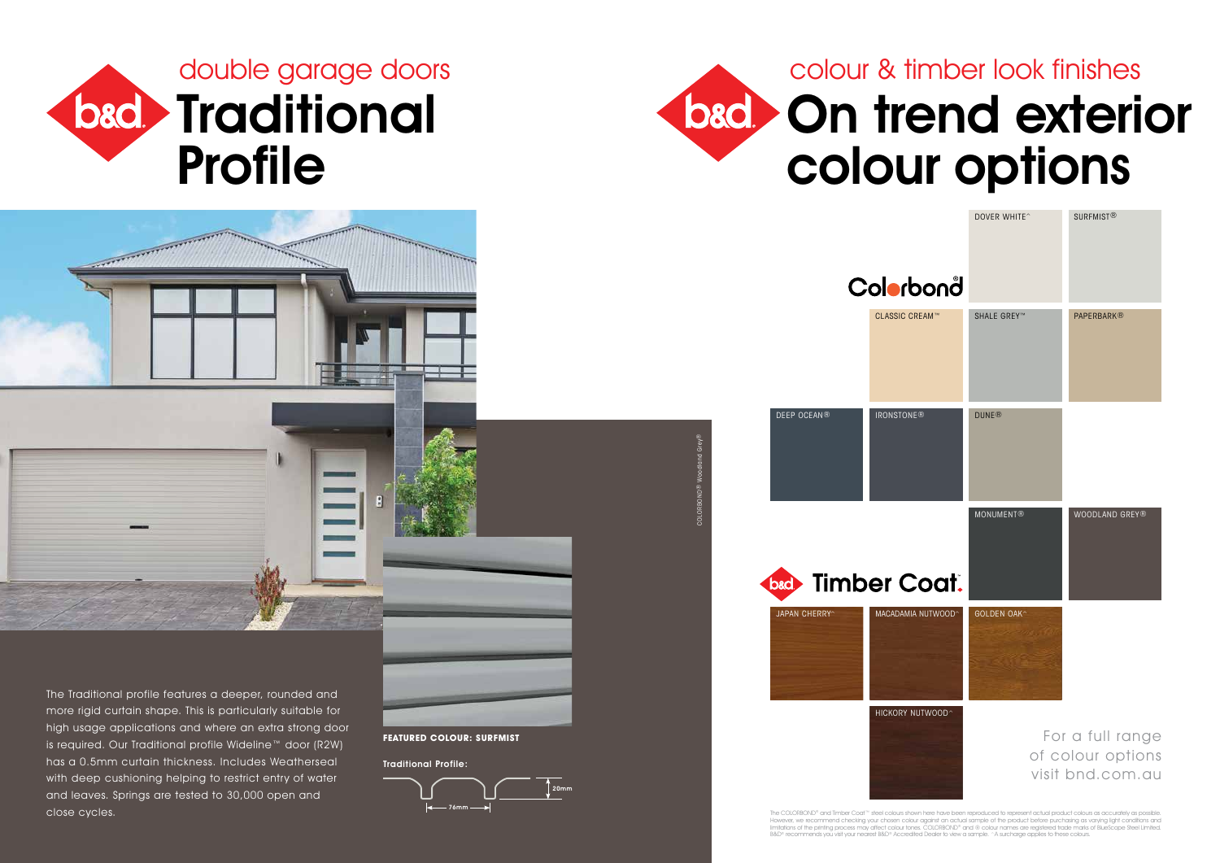double garage doors

# Traditional Profile

The Traditional profile features a deeper, rounded and more rigid curtain shape. This is particularly suitable for high usage applications and where an extra strong door is required. Our Traditional profile Wideline™ door (R2W) has a 0.5mm curtain thickness. Includes Weatherseal with deep cushioning helping to restrict entry of water and leaves. Springs are tested to 30,000 open and close cycles.

**FEATURED COLOUR: SURFMIST**

**Traditional Profile:**

76mm
20mm

COLORBOND® Woodland Grey®

colour & timber look finishes

# On trend exterior colour options

## Colorbond

- DOVER WHITE^
- SURFMIST®
- CLASSIC CREAM™
- SHALE GREY™
- PAPERBARK®
- DEEP OCEAN®
- IRONSTONE®
- DUNE®
- MONUMENT®
- WOODLAND GREY®

## Timber Coat.

- JAPAN CHERRY^
- MACADAMIA NUTWOOD^
- GOLDEN OAK^
- HICKORY NUTWOOD^

For a full range of colour options visit bnd.com.au

The COLORBOND® and Timber Coat™ steel colours shown here have been reproduced to represent actual product colours as accurately as possible. However, we recommend checking your chosen colour against an actual sample of the product before purchasing as varying light conditions and limitations of the printing process may affect colour tones. COLORBOND® and ® colour names are registered trade marks of BlueScope Steel Limited. B&D® recommends you visit your nearest B&D® Accredited Dealer to view a sample. ^A surcharge applies to these colours.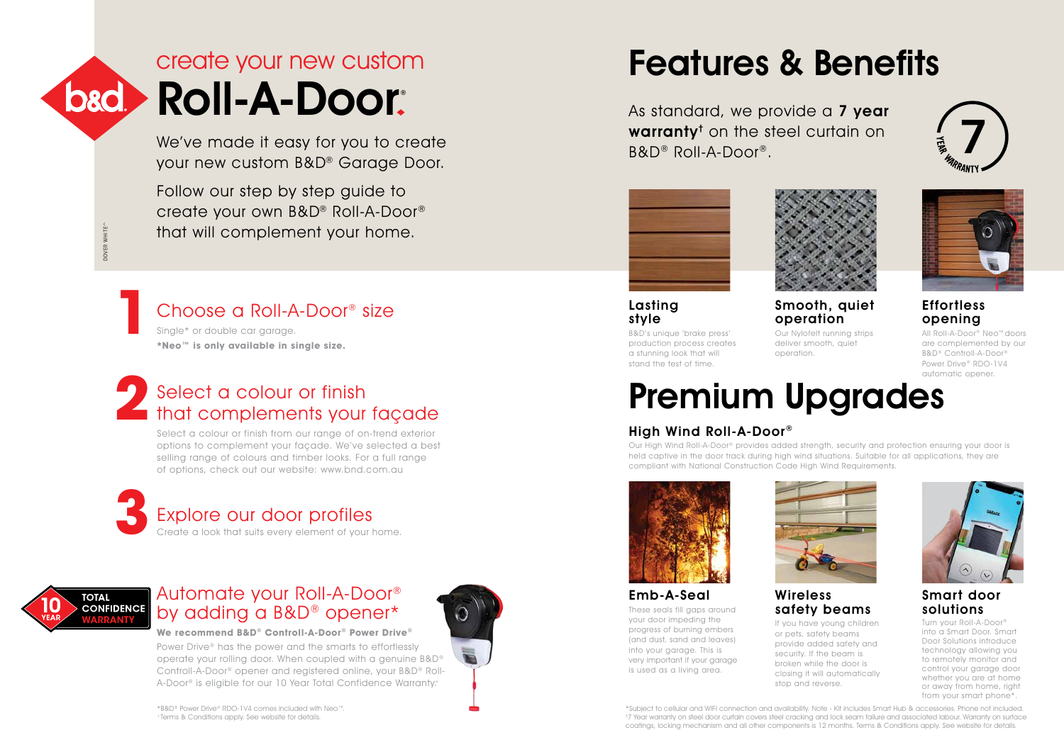create your new custom

# Roll-A-Door®

We've made it easy for you to create your new custom B&D® Garage Door.

Follow our step by step guide to create your own B&D® Roll-A-Door® that will complement your home.

DOVER WHITE^

## 1 Choose a Roll-A-Door® size

Single* or double car garage.

**\*Neo™ is only available in single size.**

## 2 Select a colour or finish that complements your façade

Select a colour or finish from our range of on-trend exterior options to complement your façade. We've selected a best selling range of colours and timber looks. For a full range of options, check out our website: www.bnd.com.au

## 3 Explore our door profiles

Create a look that suits every element of your home.

10 YEAR TOTAL CONFIDENCE WARRANTY

## Automate your Roll-A-Door® by adding a B&D® opener*

**We recommend B&D® Controll-A-Door® Power Drive®**

Power Drive® has the power and the smarts to effortlessly operate your rolling door. When coupled with a genuine B&D® Controll-A-Door® opener and registered online, your B&D® Roll-A-Door® is eligible for our 10 Year Total Confidence Warranty.^

*B&D® Power Drive® RDO-1V4 comes included with Neo™.
^Terms & Conditions apply. See website for details.

# Features & Benefits

As standard, we provide a **7 year warranty**† on the steel curtain on B&D® Roll-A-Door®.

7 YEAR WARRANTY

### Lasting style

B&D's unique 'brake press' production process creates a stunning look that will stand the test of time.

### Smooth, quiet operation

Our Nylofelt running strips deliver smooth, quiet operation.

### Effortless opening

All Roll-A-Door® Neo™ doors are complemented by our B&D® Controll-A-Door® Power Drive® RDO-1V4 automatic opener.

# Premium Upgrades

### High Wind Roll-A-Door®

Our High Wind Roll-A-Door® provides added strength, security and protection ensuring your door is held captive in the door track during high wind situations. Suitable for all applications, they are compliant with National Construction Code High Wind Requirements.

### Emb-A-Seal

These seals fill gaps around your door impeding the progress of burning embers (and dust, sand and leaves) into your garage. This is very important if your garage is used as a living area.

### Wireless safety beams

If you have young children or pets, safety beams provide added safety and security. If the beam is broken while the door is closing it will automatically stop and reverse.

### Smart door solutions

Turn your Roll-A-Door® into a Smart Door. Smart Door Solutions introduce technology allowing you to remotely monitor and control your garage door whether you are at home or away from home, right from your smart phone*.

*Subject to cellular and WIFI connection and availability. Note - Kit includes Smart Hub & accessories. Phone not included.
†7 Year warranty on steel door curtain covers steel cracking and lock seam failure and associated labour. Warranty on surface coatings, locking mechanism and all other components is 12 months. Terms & Conditions apply. See website for details.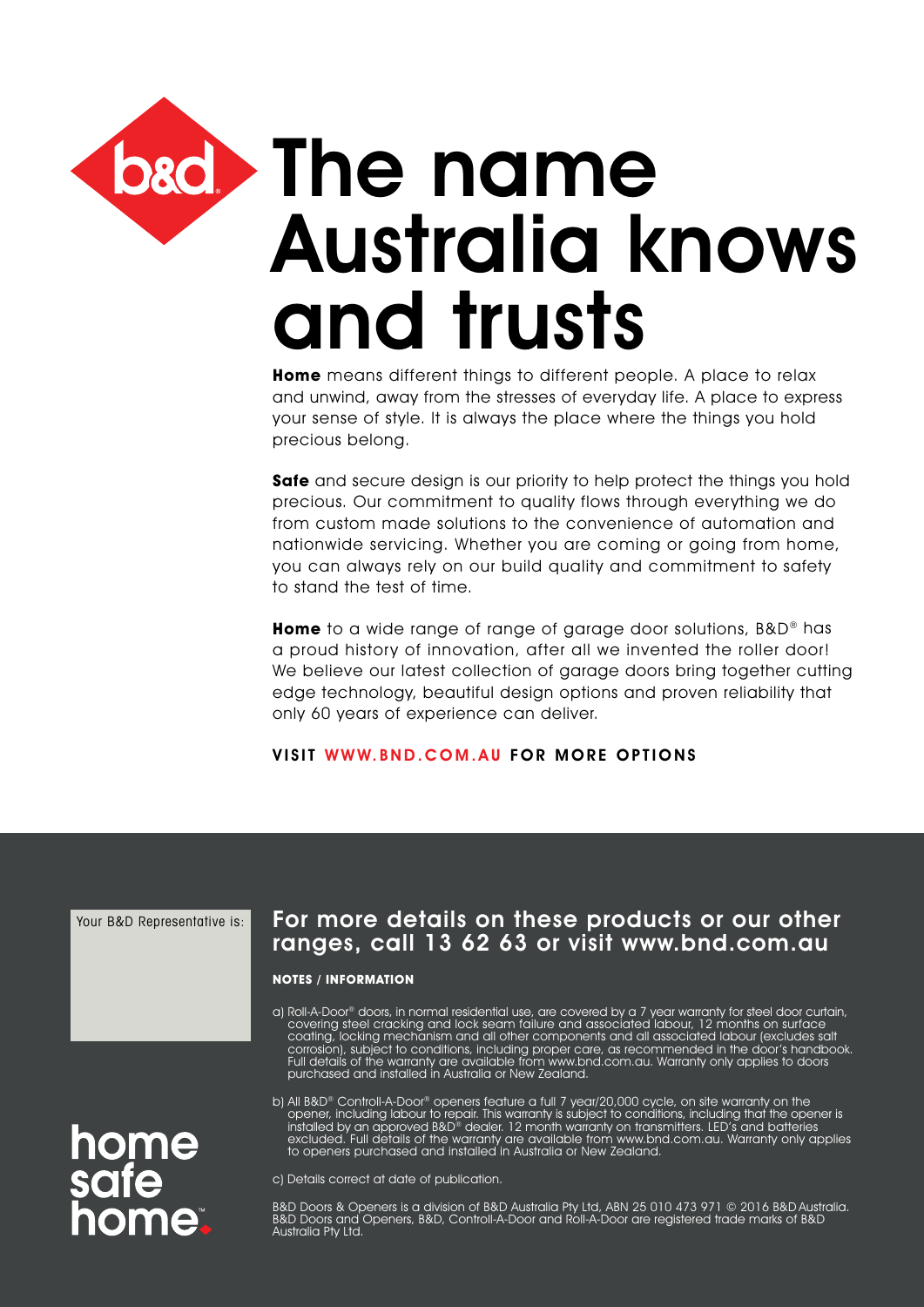# The name Australia knows and trusts

**Home** means different things to different people. A place to relax and unwind, away from the stresses of everyday life. A place to express your sense of style. It is always the place where the things you hold precious belong.

**Safe** and secure design is our priority to help protect the things you hold precious. Our commitment to quality flows through everything we do from custom made solutions to the convenience of automation and nationwide servicing. Whether you are coming or going from home, you can always rely on our build quality and commitment to safety to stand the test of time.

**Home** to a wide range of range of garage door solutions, B&D® has a proud history of innovation, after all we invented the roller door! We believe our latest collection of garage doors bring together cutting edge technology, beautiful design options and proven reliability that only 60 years of experience can deliver.

**VISIT WWW.BND.COM.AU FOR MORE OPTIONS**

Your B&D Representative is:

## For more details on these products or our other ranges, call 13 62 63 or visit www.bnd.com.au

**NOTES / INFORMATION**

a) Roll-A-Door® doors, in normal residential use, are covered by a 7 year warranty for steel door curtain, covering steel cracking and lock seam failure and associated labour, 12 months on surface coating, locking mechanism and all other components and all associated labour (excludes salt corrosion), subject to conditions, including proper care, as recommended in the door's handbook. Full details of the warranty are available from www.bnd.com.au. Warranty only applies to doors purchased and installed in Australia or New Zealand.

b) All B&D® Controll-A-Door® openers feature a full 7 year/20,000 cycle, on site warranty on the opener, including labour to repair. This warranty is subject to conditions, including that the opener is installed by an approved B&D® dealer. 12 month warranty on transmitters. LED's and batteries excluded. Full details of the warranty are available from www.bnd.com.au. Warranty only applies to openers purchased and installed in Australia or New Zealand.

c) Details correct at date of publication.

B&D Doors & Openers is a division of B&D Australia Pty Ltd, ABN 25 010 473 971 © 2016 B&D Australia. B&D Doors and Openers, B&D, Controll-A-Door and Roll-A-Door are registered trade marks of B&D Australia Pty Ltd.

home safe home™